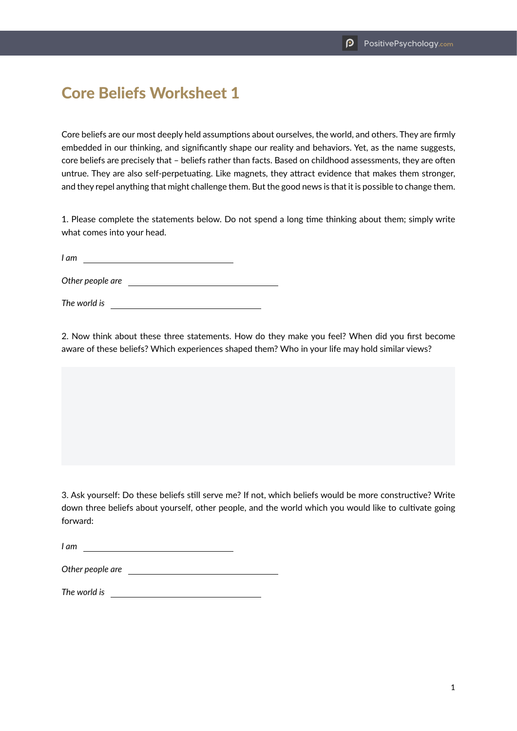# Core Beliefs Worksheet 1

Core beliefs are our most deeply held assumptions about ourselves, the world, and others. They are firmly embedded in our thinking, and significantly shape our reality and behaviors. Yet, as the name suggests, core beliefs are precisely that – beliefs rather than facts. Based on childhood assessments, they are often untrue. They are also self-perpetuating. Like magnets, they attract evidence that makes them stronger, and they repel anything that might challenge them. But the good news is that it is possible to change them.

1. Please complete the statements below. Do not spend a long time thinking about them; simply write what comes into your head.

*I am* ______________________________

*Other people are* ______________________________

*The world is* ______________________________

2. Now think about these three statements. How do they make you feel? When did you first become aware of these beliefs? Which experiences shaped them? Who in your life may hold similar views?

3. Ask yourself: Do these beliefs still serve me? If not, which beliefs would be more constructive? Write down three beliefs about yourself, other people, and the world which you would like to cultivate going forward:

*I am* ______________________________

*Other people are* ______________________________

*The world is* ______________________________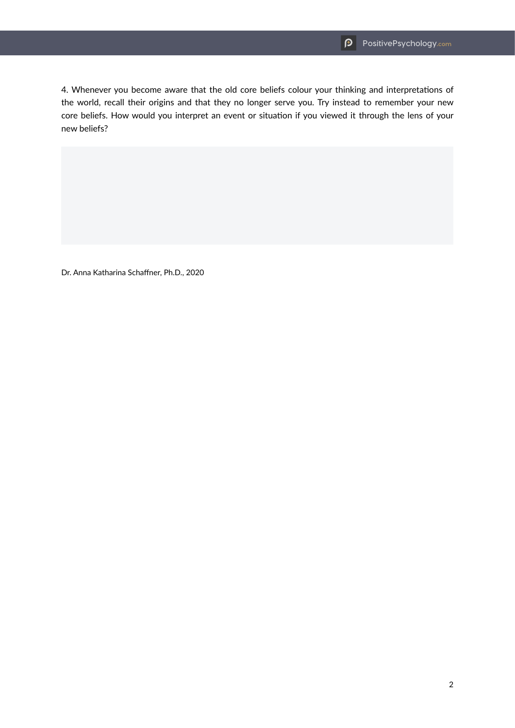4. Whenever you become aware that the old core beliefs colour your thinking and interpretations of the world, recall their origins and that they no longer serve you. Try instead to remember your new core beliefs. How would you interpret an event or situation if you viewed it through the lens of your new beliefs?

Dr. Anna Katharina Schaffner, Ph.D., 2020